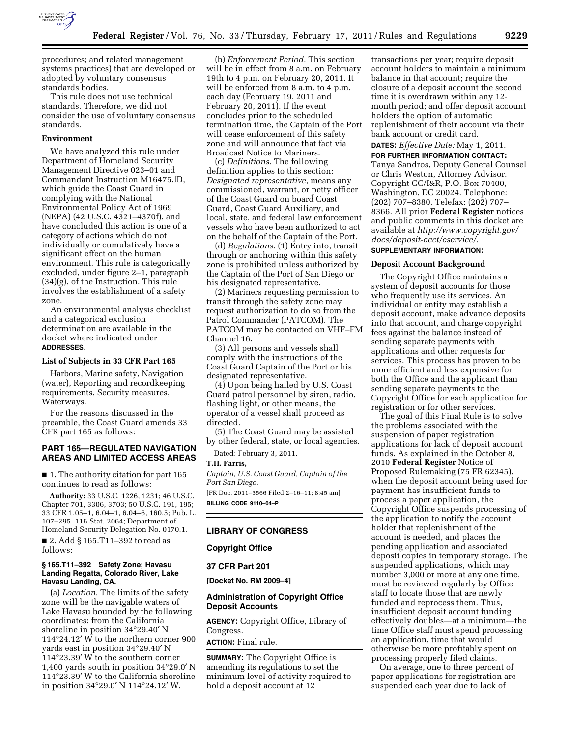procedures; and related management systems practices) that are developed or adopted by voluntary consensus standards bodies.

This rule does not use technical standards. Therefore, we did not consider the use of voluntary consensus standards.

**Environment**

We have analyzed this rule under Department of Homeland Security Management Directive 023–01 and Commandant Instruction M16475.lD, which guide the Coast Guard in complying with the National Environmental Policy Act of 1969 (NEPA) (42 U.S.C. 4321–4370f), and have concluded this action is one of a category of actions which do not individually or cumulatively have a significant effect on the human environment. This rule is categorically excluded, under figure 2–1, paragraph (34)(g), of the Instruction. This rule involves the establishment of a safety zone.

An environmental analysis checklist and a categorical exclusion determination are available in the docket where indicated under **ADDRESSES**.

**List of Subjects in 33 CFR Part 165**

Harbors, Marine safety, Navigation (water), Reporting and recordkeeping requirements, Security measures, Waterways.

For the reasons discussed in the preamble, the Coast Guard amends 33 CFR part 165 as follows:

## PART 165—REGULATED NAVIGATION AREAS AND LIMITED ACCESS AREAS

■ 1. The authority citation for part 165 continues to read as follows:

**Authority:** 33 U.S.C. 1226, 1231; 46 U.S.C. Chapter 701, 3306, 3703; 50 U.S.C. 191, 195; 33 CFR 1.05–1, 6.04–1, 6.04–6, 160.5; Pub. L. 107–295, 116 Stat. 2064; Department of Homeland Security Delegation No. 0170.1.

■ 2. Add § 165.T11–392 to read as follows:

**§ 165.T11–392 Safety Zone; Havasu Landing Regatta, Colorado River, Lake Havasu Landing, CA.**

(a) *Location.* The limits of the safety zone will be the navigable waters of Lake Havasu bounded by the following coordinates: from the California shoreline in position 34°29.40′ N 114°24.12′ W to the northern corner 900 yards east in position 34°29.40′ N 114°23.39′ W to the southern corner 1,400 yards south in position 34°29.0′ N 114°23.39′ W to the California shoreline in position 34°29.0′ N 114°24.12′ W.

(b) *Enforcement Period.* This section will be in effect from 8 a.m. on February 19th to 4 p.m. on February 20, 2011. It will be enforced from 8 a.m. to 4 p.m. each day (February 19, 2011 and February 20, 2011). If the event concludes prior to the scheduled termination time, the Captain of the Port will cease enforcement of this safety zone and will announce that fact via Broadcast Notice to Mariners.

(c) *Definitions.* The following definition applies to this section: *Designated representative,* means any commissioned, warrant, or petty officer of the Coast Guard on board Coast Guard, Coast Guard Auxiliary, and local, state, and federal law enforcement vessels who have been authorized to act on the behalf of the Captain of the Port.

(d) *Regulations.* (1) Entry into, transit through or anchoring within this safety zone is prohibited unless authorized by the Captain of the Port of San Diego or his designated representative.

(2) Mariners requesting permission to transit through the safety zone may request authorization to do so from the Patrol Commander (PATCOM). The PATCOM may be contacted on VHF–FM Channel 16.

(3) All persons and vessels shall comply with the instructions of the Coast Guard Captain of the Port or his designated representative.

(4) Upon being hailed by U.S. Coast Guard patrol personnel by siren, radio, flashing light, or other means, the operator of a vessel shall proceed as directed.

(5) The Coast Guard may be assisted by other federal, state, or local agencies.

Dated: February 3, 2011.

**T.H. Farris,**

*Captain, U.S. Coast Guard, Captain of the Port San Diego.*

[FR Doc. 2011–3566 Filed 2–16–11; 8:45 am]

**BILLING CODE 9110–04–P**

## LIBRARY OF CONGRESS

### Copyright Office

### 37 CFR Part 201

**[Docket No. RM 2009–4]**

### Administration of Copyright Office Deposit Accounts

**AGENCY:** Copyright Office, Library of Congress.

**ACTION:** Final rule.

**SUMMARY:** The Copyright Office is amending its regulations to set the minimum level of activity required to hold a deposit account at 12 transactions per year; require deposit account holders to maintain a minimum balance in that account; require the closure of a deposit account the second time it is overdrawn within any 12-month period; and offer deposit account holders the option of automatic replenishment of their account via their bank account or credit card.

**DATES:** *Effective Date:* May 1, 2011.

**FOR FURTHER INFORMATION CONTACT:** Tanya Sandros, Deputy General Counsel or Chris Weston, Attorney Advisor. Copyright GC/I&R, P.O. Box 70400, Washington, DC 20024. Telephone: (202) 707–8380. Telefax: (202) 707–8366. All prior **Federal Register** notices and public comments in this docket are available at *http://www.copyright.gov/docs/deposit-acct/eservice/.*

**SUPPLEMENTARY INFORMATION:**

**Deposit Account Background**

The Copyright Office maintains a system of deposit accounts for those who frequently use its services. An individual or entity may establish a deposit account, make advance deposits into that account, and charge copyright fees against the balance instead of sending separate payments with applications and other requests for services. This process has proven to be more efficient and less expensive for both the Office and the applicant than sending separate payments to the Copyright Office for each application for registration or for other services.

The goal of this Final Rule is to solve the problems associated with the suspension of paper registration applications for lack of deposit account funds. As explained in the October 8, 2010 **Federal Register** Notice of Proposed Rulemaking (75 FR 62345), when the deposit account being used for payment has insufficient funds to process a paper application, the Copyright Office suspends processing of the application to notify the account holder that replenishment of the account is needed, and places the pending application and associated deposit copies in temporary storage. The suspended applications, which may number 3,000 or more at any one time, must be reviewed regularly by Office staff to locate those that are newly funded and reprocess them. Thus, insufficient deposit account funding effectively doubles—at a minimum—the time Office staff must spend processing an application, time that would otherwise be more profitably spent on processing properly filed claims.

On average, one to three percent of paper applications for registration are suspended each year due to lack of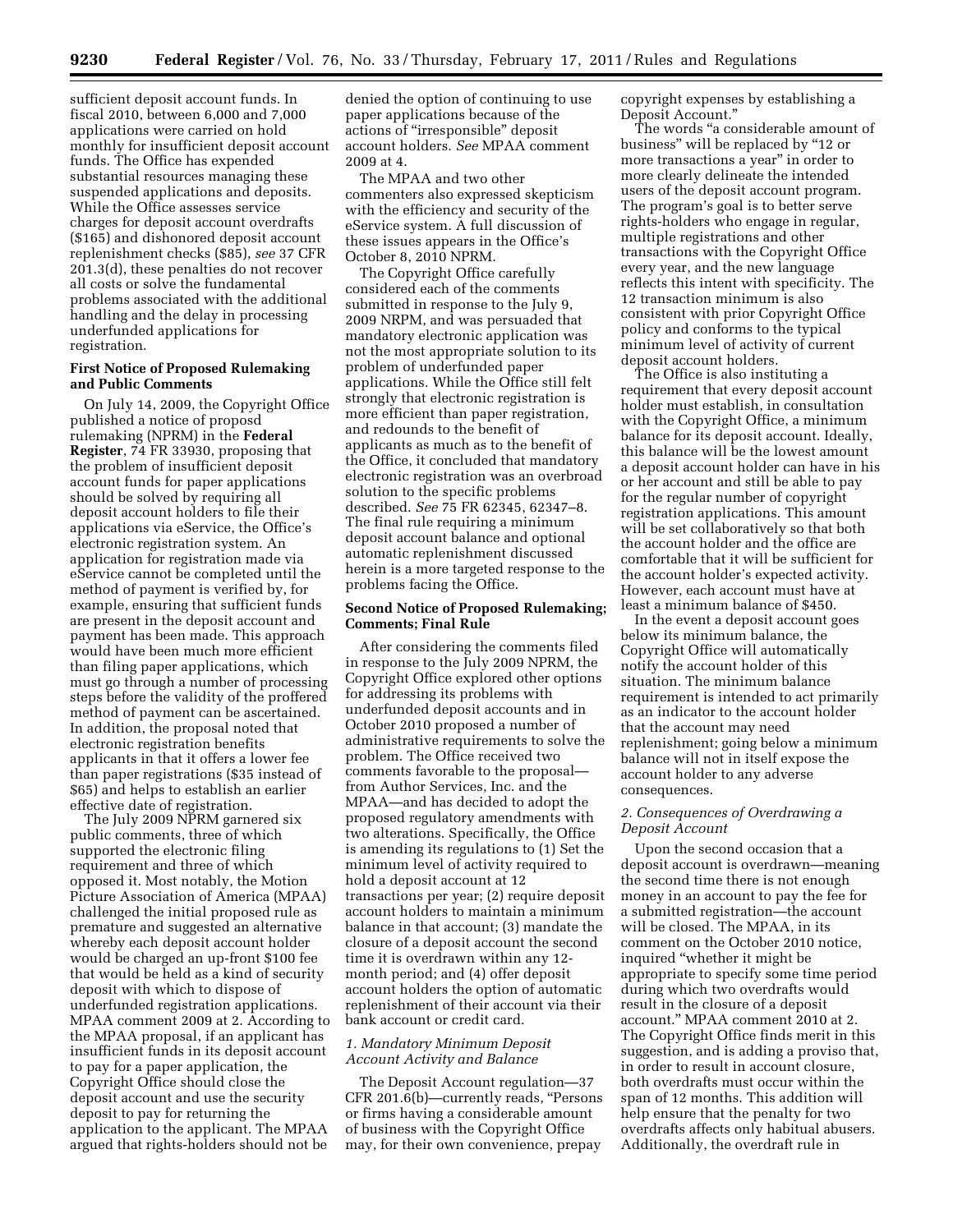sufficient deposit account funds. In fiscal 2010, between 6,000 and 7,000 applications were carried on hold monthly for insufficient deposit account funds. The Office has expended substantial resources managing these suspended applications and deposits. While the Office assesses service charges for deposit account overdrafts ($165) and dishonored deposit account replenishment checks ($85), *see* 37 CFR 201.3(d), these penalties do not recover all costs or solve the fundamental problems associated with the additional handling and the delay in processing underfunded applications for registration.

**First Notice of Proposed Rulemaking and Public Comments**

On July 14, 2009, the Copyright Office published a notice of proposd rulemaking (NPRM) in the **Federal Register**, 74 FR 33930, proposing that the problem of insufficient deposit account funds for paper applications should be solved by requiring all deposit account holders to file their applications via eService, the Office's electronic registration system. An application for registration made via eService cannot be completed until the method of payment is verified by, for example, ensuring that sufficient funds are present in the deposit account and payment has been made. This approach would have been much more efficient than filing paper applications, which must go through a number of processing steps before the validity of the proffered method of payment can be ascertained. In addition, the proposal noted that electronic registration benefits applicants in that it offers a lower fee than paper registrations ($35 instead of $65) and helps to establish an earlier effective date of registration.

The July 2009 NPRM garnered six public comments, three of which supported the electronic filing requirement and three of which opposed it. Most notably, the Motion Picture Association of America (MPAA) challenged the initial proposed rule as premature and suggested an alternative whereby each deposit account holder would be charged an up-front $100 fee that would be held as a kind of security deposit with which to dispose of underfunded registration applications. MPAA comment 2009 at 2. According to the MPAA proposal, if an applicant has insufficient funds in its deposit account to pay for a paper application, the Copyright Office should close the deposit account and use the security deposit to pay for returning the application to the applicant. The MPAA argued that rights-holders should not be denied the option of continuing to use paper applications because of the actions of "irresponsible" deposit account holders. *See* MPAA comment 2009 at 4.

The MPAA and two other commenters also expressed skepticism with the efficiency and security of the eService system. A full discussion of these issues appears in the Office's October 8, 2010 NPRM.

The Copyright Office carefully considered each of the comments submitted in response to the July 9, 2009 NRPM, and was persuaded that mandatory electronic application was not the most appropriate solution to its problem of underfunded paper applications. While the Office still felt strongly that electronic registration is more efficient than paper registration, and redounds to the benefit of applicants as much as to the benefit of the Office, it concluded that mandatory electronic registration was an overbroad solution to the specific problems described. *See* 75 FR 62345, 62347–8. The final rule requiring a minimum deposit account balance and optional automatic replenishment discussed herein is a more targeted response to the problems facing the Office.

**Second Notice of Proposed Rulemaking; Comments; Final Rule**

After considering the comments filed in response to the July 2009 NPRM, the Copyright Office explored other options for addressing its problems with underfunded deposit accounts and in October 2010 proposed a number of administrative requirements to solve the problem. The Office received two comments favorable to the proposal—from Author Services, Inc. and the MPAA—and has decided to adopt the proposed regulatory amendments with two alterations. Specifically, the Office is amending its regulations to (1) Set the minimum level of activity required to hold a deposit account at 12 transactions per year; (2) require deposit account holders to maintain a minimum balance in that account; (3) mandate the closure of a deposit account the second time it is overdrawn within any 12-month period; and (4) offer deposit account holders the option of automatic replenishment of their account via their bank account or credit card.

*1. Mandatory Minimum Deposit Account Activity and Balance*

The Deposit Account regulation—37 CFR 201.6(b)—currently reads, "Persons or firms having a considerable amount of business with the Copyright Office may, for their own convenience, prepay copyright expenses by establishing a Deposit Account."

The words "a considerable amount of business" will be replaced by "12 or more transactions a year" in order to more clearly delineate the intended users of the deposit account program. The program's goal is to better serve rights-holders who engage in regular, multiple registrations and other transactions with the Copyright Office every year, and the new language reflects this intent with specificity. The 12 transaction minimum is also consistent with prior Copyright Office policy and conforms to the typical minimum level of activity of current deposit account holders.

The Office is also instituting a requirement that every deposit account holder must establish, in consultation with the Copyright Office, a minimum balance for its deposit account. Ideally, this balance will be the lowest amount a deposit account holder can have in his or her account and still be able to pay for the regular number of copyright registration applications. This amount will be set collaboratively so that both the account holder and the office are comfortable that it will be sufficient for the account holder's expected activity. However, each account must have at least a minimum balance of $450.

In the event a deposit account goes below its minimum balance, the Copyright Office will automatically notify the account holder of this situation. The minimum balance requirement is intended to act primarily as an indicator to the account holder that the account may need replenishment; going below a minimum balance will not in itself expose the account holder to any adverse consequences.

*2. Consequences of Overdrawing a Deposit Account*

Upon the second occasion that a deposit account is overdrawn—meaning the second time there is not enough money in an account to pay the fee for a submitted registration—the account will be closed. The MPAA, in its comment on the October 2010 notice, inquired "whether it might be appropriate to specify some time period during which two overdrafts would result in the closure of a deposit account." MPAA comment 2010 at 2. The Copyright Office finds merit in this suggestion, and is adding a proviso that, in order to result in account closure, both overdrafts must occur within the span of 12 months. This addition will help ensure that the penalty for two overdrafts affects only habitual abusers. Additionally, the overdraft rule in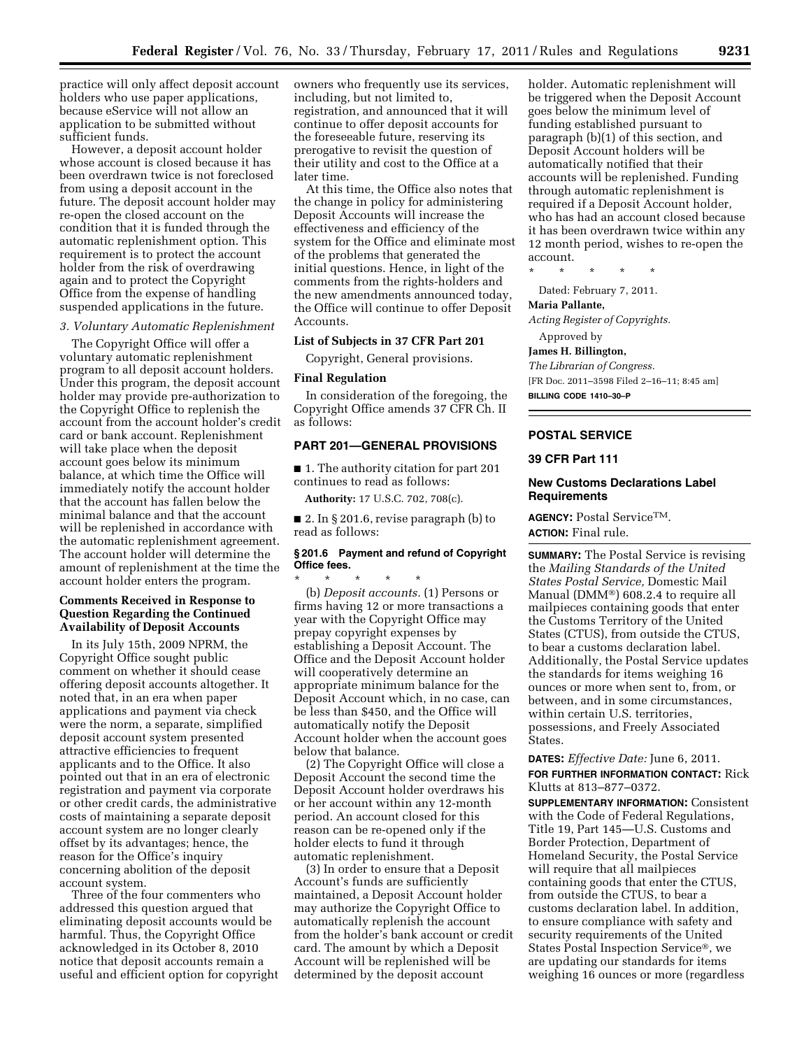practice will only affect deposit account holders who use paper applications, because eService will not allow an application to be submitted without sufficient funds.

However, a deposit account holder whose account is closed because it has been overdrawn twice is not foreclosed from using a deposit account in the future. The deposit account holder may re-open the closed account on the condition that it is funded through the automatic replenishment option. This requirement is to protect the account holder from the risk of overdrawing again and to protect the Copyright Office from the expense of handling suspended applications in the future.

*3. Voluntary Automatic Replenishment*

The Copyright Office will offer a voluntary automatic replenishment program to all deposit account holders. Under this program, the deposit account holder may provide pre-authorization to the Copyright Office to replenish the account from the account holder's credit card or bank account. Replenishment will take place when the deposit account goes below its minimum balance, at which time the Office will immediately notify the account holder that the account has fallen below the minimal balance and that the account will be replenished in accordance with the automatic replenishment agreement. The account holder will determine the amount of replenishment at the time the account holder enters the program.

**Comments Received in Response to Question Regarding the Continued Availability of Deposit Accounts**

In its July 15th, 2009 NPRM, the Copyright Office sought public comment on whether it should cease offering deposit accounts altogether. It noted that, in an era when paper applications and payment via check were the norm, a separate, simplified deposit account system presented attractive efficiencies to frequent applicants and to the Office. It also pointed out that in an era of electronic registration and payment via corporate or other credit cards, the administrative costs of maintaining a separate deposit account system are no longer clearly offset by its advantages; hence, the reason for the Office's inquiry concerning abolition of the deposit account system.

Three of the four commenters who addressed this question argued that eliminating deposit accounts would be harmful. Thus, the Copyright Office acknowledged in its October 8, 2010 notice that deposit accounts remain a useful and efficient option for copyright owners who frequently use its services, including, but not limited to, registration, and announced that it will continue to offer deposit accounts for the foreseeable future, reserving its prerogative to revisit the question of their utility and cost to the Office at a later time.

At this time, the Office also notes that the change in policy for administering Deposit Accounts will increase the effectiveness and efficiency of the system for the Office and eliminate most of the problems that generated the initial questions. Hence, in light of the comments from the rights-holders and the new amendments announced today, the Office will continue to offer Deposit Accounts.

**List of Subjects in 37 CFR Part 201**

Copyright, General provisions.

**Final Regulation**

In consideration of the foregoing, the Copyright Office amends 37 CFR Ch. II as follows:

**PART 201—GENERAL PROVISIONS**

■ 1. The authority citation for part 201 continues to read as follows:

**Authority:** 17 U.S.C. 702, 708(c).

■ 2. In § 201.6, revise paragraph (b) to read as follows:

**§ 201.6 Payment and refund of Copyright Office fees.**

\* \* \* \* \*

(b) *Deposit accounts.* (1) Persons or firms having 12 or more transactions a year with the Copyright Office may prepay copyright expenses by establishing a Deposit Account. The Office and the Deposit Account holder will cooperatively determine an appropriate minimum balance for the Deposit Account which, in no case, can be less than $450, and the Office will automatically notify the Deposit Account holder when the account goes below that balance.

(2) The Copyright Office will close a Deposit Account the second time the Deposit Account holder overdraws his or her account within any 12-month period. An account closed for this reason can be re-opened only if the holder elects to fund it through automatic replenishment.

(3) In order to ensure that a Deposit Account's funds are sufficiently maintained, a Deposit Account holder may authorize the Copyright Office to automatically replenish the account from the holder's bank account or credit card. The amount by which a Deposit Account will be replenished will be determined by the deposit account holder. Automatic replenishment will be triggered when the Deposit Account goes below the minimum level of funding established pursuant to paragraph (b)(1) of this section, and Deposit Account holders will be automatically notified that their accounts will be replenished. Funding through automatic replenishment is required if a Deposit Account holder, who has had an account closed because it has been overdrawn twice within any 12 month period, wishes to re-open the account.

\* \* \* \* \*

Dated: February 7, 2011.

**Maria Pallante,**

*Acting Register of Copyrights.*

Approved by

**James H. Billington,**

*The Librarian of Congress.*

[FR Doc. 2011–3598 Filed 2–16–11; 8:45 am]

**BILLING CODE 1410–30–P**

---

**POSTAL SERVICE**

**39 CFR Part 111**

**New Customs Declarations Label Requirements**

**AGENCY:** Postal Service™.

**ACTION:** Final rule.

**SUMMARY:** The Postal Service is revising the *Mailing Standards of the United States Postal Service,* Domestic Mail Manual (DMM®) 608.2.4 to require all mailpieces containing goods that enter the Customs Territory of the United States (CTUS), from outside the CTUS, to bear a customs declaration label. Additionally, the Postal Service updates the standards for items weighing 16 ounces or more when sent to, from, or between, and in some circumstances, within certain U.S. territories, possessions, and Freely Associated States.

**DATES:** *Effective Date:* June 6, 2011.

**FOR FURTHER INFORMATION CONTACT:** Rick Klutts at 813–877–0372.

**SUPPLEMENTARY INFORMATION:** Consistent with the Code of Federal Regulations, Title 19, Part 145—U.S. Customs and Border Protection, Department of Homeland Security, the Postal Service will require that all mailpieces containing goods that enter the CTUS, from outside the CTUS, to bear a customs declaration label. In addition, to ensure compliance with safety and security requirements of the United States Postal Inspection Service®, we are updating our standards for items weighing 16 ounces or more (regardless